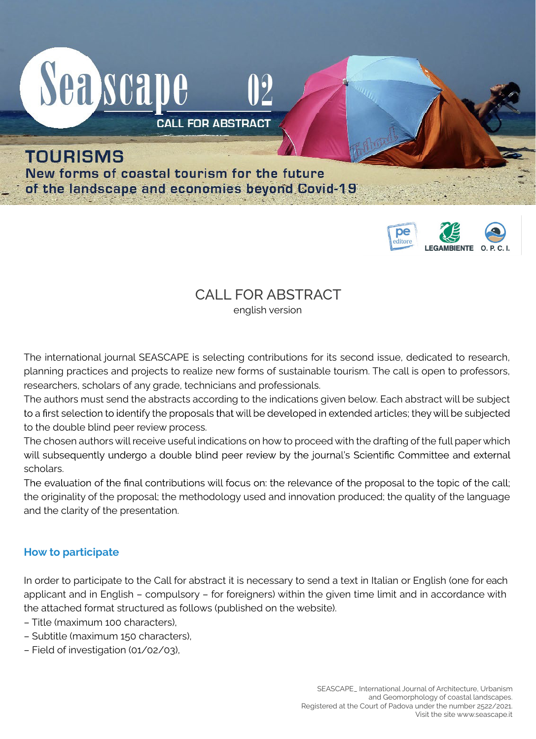# Seascape 02

CALL FOR ABSTRACT

## TOURISMS

New forms of coastal tourism for the future of the landscape and economies beyond Covid-19

pe editore · LEGAMBIENTE · O. P. C. I.

# CALL FOR ABSTRACT

english version

The international journal SEASCAPE is selecting contributions for its second issue, dedicated to research, planning practices and projects to realize new forms of sustainable tourism. The call is open to professors, researchers, scholars of any grade, technicians and professionals.
The authors must send the abstracts according to the indications given below. Each abstract will be subject to a first selection to identify the proposals that will be developed in extended articles; they will be subjected to the double blind peer review process.
The chosen authors will receive useful indications on how to proceed with the drafting of the full paper which will subsequently undergo a double blind peer review by the journal's Scientific Committee and external scholars.
The evaluation of the final contributions will focus on: the relevance of the proposal to the topic of the call; the originality of the proposal; the methodology used and innovation produced; the quality of the language and the clarity of the presentation.

## How to participate

In order to participate to the Call for abstract it is necessary to send a text in Italian or English (one for each applicant and in English – compulsory – for foreigners) within the given time limit and in accordance with the attached format structured as follows (published on the website).

– Title (maximum 100 characters),
– Subtitle (maximum 150 characters),
– Field of investigation (01/02/03),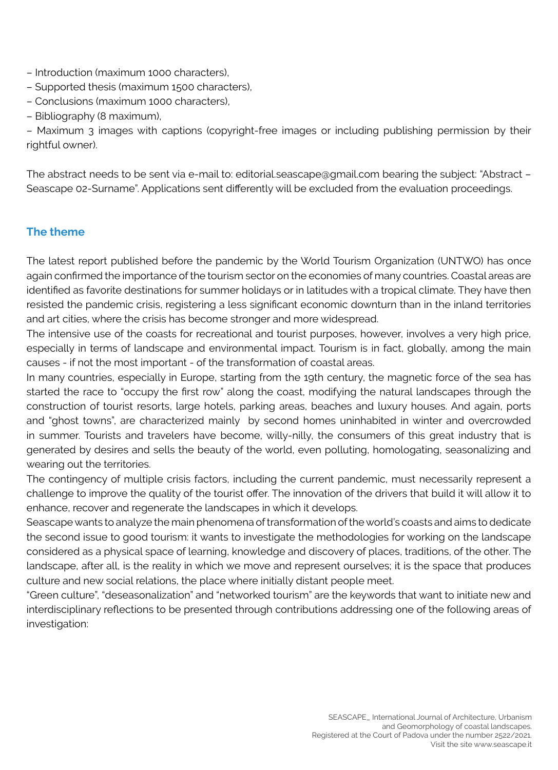– Introduction (maximum 1000 characters),
– Supported thesis (maximum 1500 characters),
– Conclusions (maximum 1000 characters),
– Bibliography (8 maximum),
– Maximum 3 images with captions (copyright-free images or including publishing permission by their rightful owner).

The abstract needs to be sent via e-mail to: editorial.seascape@gmail.com bearing the subject: "Abstract – Seascape 02-Surname". Applications sent differently will be excluded from the evaluation proceedings.

## The theme

The latest report published before the pandemic by the World Tourism Organization (UNTWO) has once again confirmed the importance of the tourism sector on the economies of many countries. Coastal areas are identified as favorite destinations for summer holidays or in latitudes with a tropical climate. They have then resisted the pandemic crisis, registering a less significant economic downturn than in the inland territories and art cities, where the crisis has become stronger and more widespread.

The intensive use of the coasts for recreational and tourist purposes, however, involves a very high price, especially in terms of landscape and environmental impact. Tourism is in fact, globally, among the main causes - if not the most important - of the transformation of coastal areas.

In many countries, especially in Europe, starting from the 19th century, the magnetic force of the sea has started the race to "occupy the first row" along the coast, modifying the natural landscapes through the construction of tourist resorts, large hotels, parking areas, beaches and luxury houses. And again, ports and "ghost towns", are characterized mainly by second homes uninhabited in winter and overcrowded in summer. Tourists and travelers have become, willy-nilly, the consumers of this great industry that is generated by desires and sells the beauty of the world, even polluting, homologating, seasonalizing and wearing out the territories.

The contingency of multiple crisis factors, including the current pandemic, must necessarily represent a challenge to improve the quality of the tourist offer. The innovation of the drivers that build it will allow it to enhance, recover and regenerate the landscapes in which it develops.

Seascape wants to analyze the main phenomena of transformation of the world's coasts and aims to dedicate the second issue to good tourism: it wants to investigate the methodologies for working on the landscape considered as a physical space of learning, knowledge and discovery of places, traditions, of the other. The landscape, after all, is the reality in which we move and represent ourselves; it is the space that produces culture and new social relations, the place where initially distant people meet.

"Green culture", "deseasonalization" and "networked tourism" are the keywords that want to initiate new and interdisciplinary reflections to be presented through contributions addressing one of the following areas of investigation: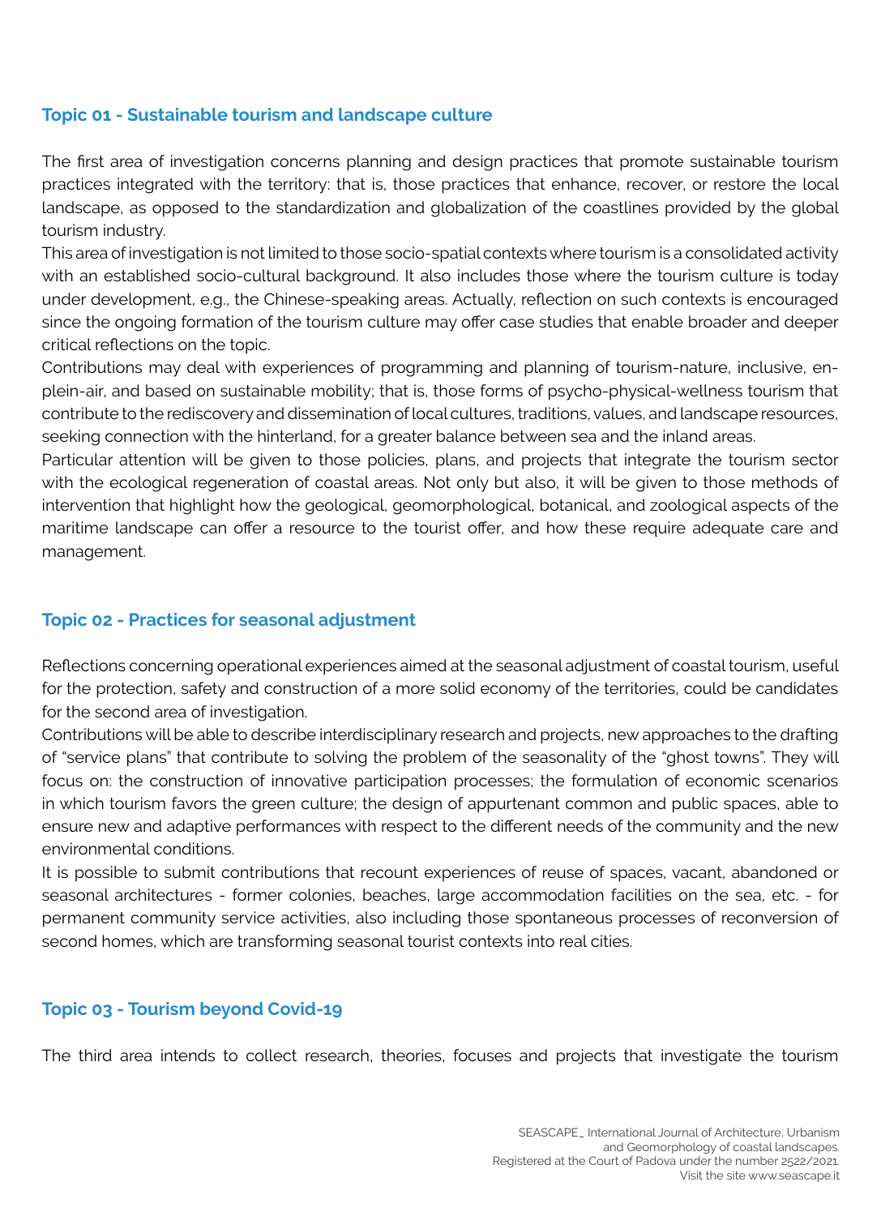## Topic 01 - Sustainable tourism and landscape culture

The first area of investigation concerns planning and design practices that promote sustainable tourism practices integrated with the territory: that is, those practices that enhance, recover, or restore the local landscape, as opposed to the standardization and globalization of the coastlines provided by the global tourism industry.

This area of investigation is not limited to those socio-spatial contexts where tourism is a consolidated activity with an established socio-cultural background. It also includes those where the tourism culture is today under development, e.g., the Chinese-speaking areas. Actually, reflection on such contexts is encouraged since the ongoing formation of the tourism culture may offer case studies that enable broader and deeper critical reflections on the topic.

Contributions may deal with experiences of programming and planning of tourism-nature, inclusive, en-plein-air, and based on sustainable mobility; that is, those forms of psycho-physical-wellness tourism that contribute to the rediscovery and dissemination of local cultures, traditions, values, and landscape resources, seeking connection with the hinterland, for a greater balance between sea and the inland areas.

Particular attention will be given to those policies, plans, and projects that integrate the tourism sector with the ecological regeneration of coastal areas. Not only but also, it will be given to those methods of intervention that highlight how the geological, geomorphological, botanical, and zoological aspects of the maritime landscape can offer a resource to the tourist offer, and how these require adequate care and management.

## Topic 02 - Practices for seasonal adjustment

Reflections concerning operational experiences aimed at the seasonal adjustment of coastal tourism, useful for the protection, safety and construction of a more solid economy of the territories, could be candidates for the second area of investigation.

Contributions will be able to describe interdisciplinary research and projects, new approaches to the drafting of "service plans" that contribute to solving the problem of the seasonality of the "ghost towns". They will focus on: the construction of innovative participation processes; the formulation of economic scenarios in which tourism favors the green culture; the design of appurtenant common and public spaces, able to ensure new and adaptive performances with respect to the different needs of the community and the new environmental conditions.

It is possible to submit contributions that recount experiences of reuse of spaces, vacant, abandoned or seasonal architectures - former colonies, beaches, large accommodation facilities on the sea, etc. - for permanent community service activities, also including those spontaneous processes of reconversion of second homes, which are transforming seasonal tourist contexts into real cities.

## Topic 03 - Tourism beyond Covid-19

The third area intends to collect research, theories, focuses and projects that investigate the tourism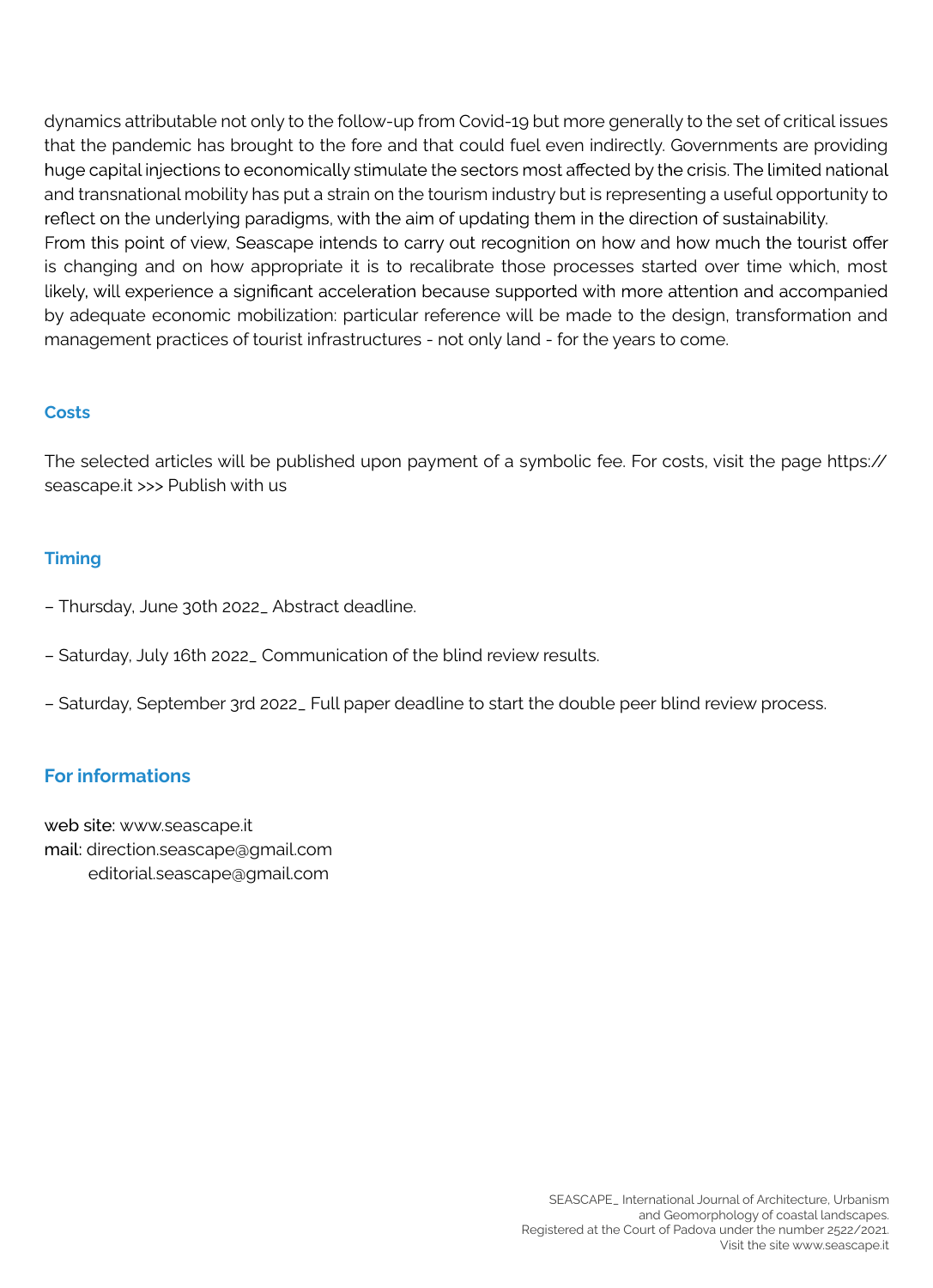dynamics attributable not only to the follow-up from Covid-19 but more generally to the set of critical issues that the pandemic has brought to the fore and that could fuel even indirectly. Governments are providing huge capital injections to economically stimulate the sectors most affected by the crisis. The limited national and transnational mobility has put a strain on the tourism industry but is representing a useful opportunity to reflect on the underlying paradigms, with the aim of updating them in the direction of sustainability.
From this point of view, Seascape intends to carry out recognition on how and how much the tourist offer is changing and on how appropriate it is to recalibrate those processes started over time which, most likely, will experience a significant acceleration because supported with more attention and accompanied by adequate economic mobilization: particular reference will be made to the design, transformation and management practices of tourist infrastructures - not only land - for the years to come.

### Costs

The selected articles will be published upon payment of a symbolic fee. For costs, visit the page https://seascape.it >>> Publish with us

### Timing

– Thursday, June 30th 2022_ Abstract deadline.

– Saturday, July 16th 2022_ Communication of the blind review results.

– Saturday, September 3rd 2022_ Full paper deadline to start the double peer blind review process.

### For informations

web site: www.seascape.it
mail: direction.seascape@gmail.com
editorial.seascape@gmail.com